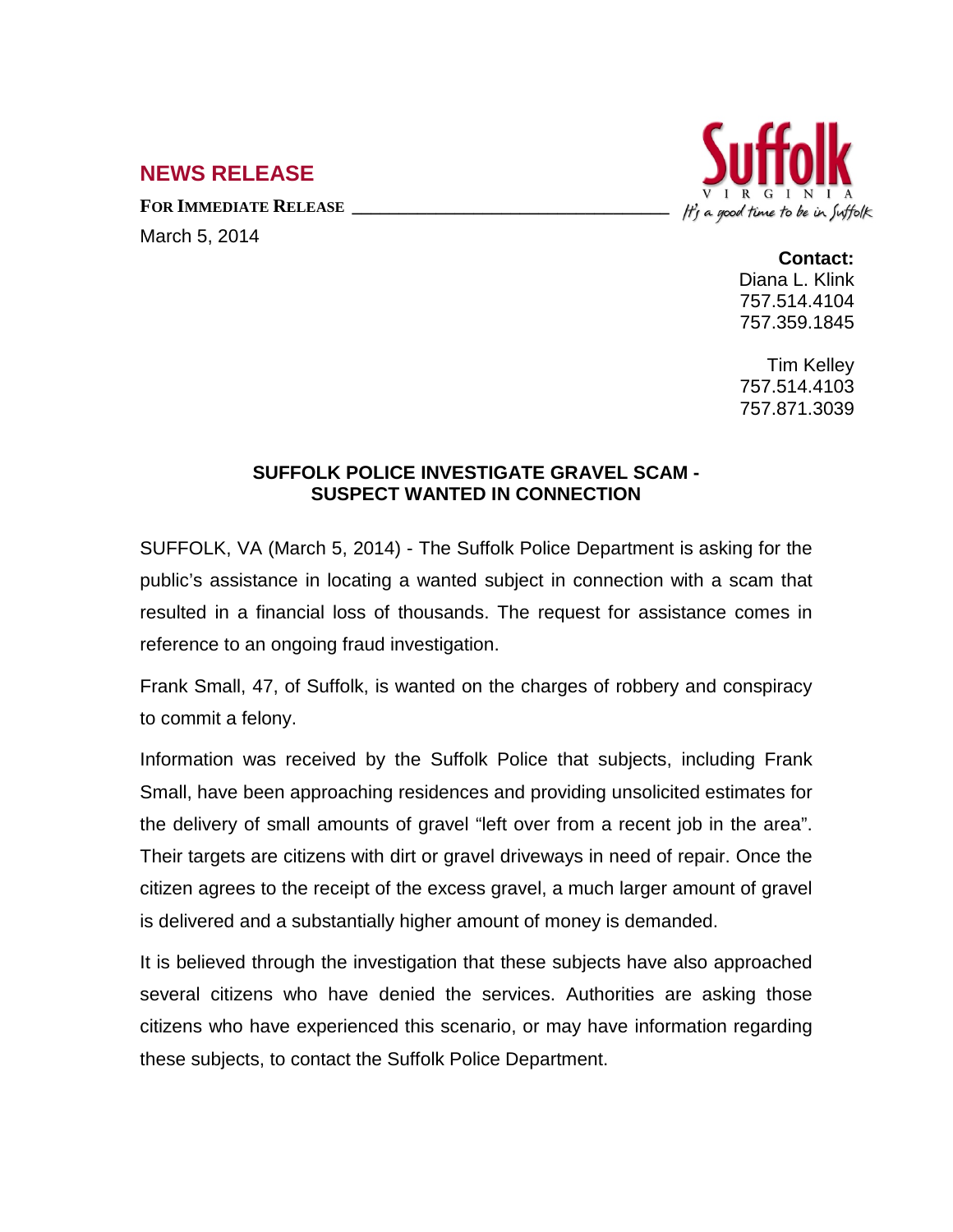## NEWS RELEASE

**FOR IMMEDIATE RELEASE**

March 5, 2014

Suffolk VIRGINIA *It's a good time to be in Suffolk*

**Contact:**
Diana L. Klink
757.514.4104
757.359.1845

Tim Kelley
757.514.4103
757.871.3039

### SUFFOLK POLICE INVESTIGATE GRAVEL SCAM - SUSPECT WANTED IN CONNECTION

SUFFOLK, VA (March 5, 2014) - The Suffolk Police Department is asking for the public's assistance in locating a wanted subject in connection with a scam that resulted in a financial loss of thousands. The request for assistance comes in reference to an ongoing fraud investigation.

Frank Small, 47, of Suffolk, is wanted on the charges of robbery and conspiracy to commit a felony.

Information was received by the Suffolk Police that subjects, including Frank Small, have been approaching residences and providing unsolicited estimates for the delivery of small amounts of gravel "left over from a recent job in the area". Their targets are citizens with dirt or gravel driveways in need of repair. Once the citizen agrees to the receipt of the excess gravel, a much larger amount of gravel is delivered and a substantially higher amount of money is demanded.

It is believed through the investigation that these subjects have also approached several citizens who have denied the services. Authorities are asking those citizens who have experienced this scenario, or may have information regarding these subjects, to contact the Suffolk Police Department.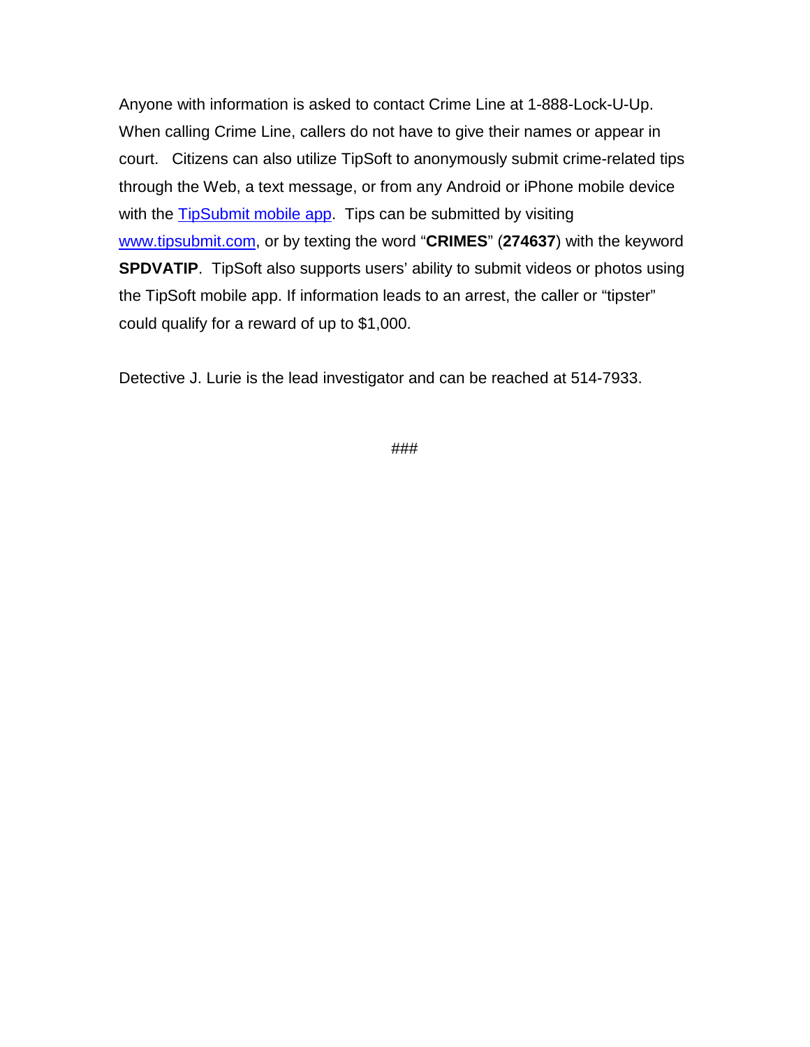Anyone with information is asked to contact Crime Line at 1-888-Lock-U-Up. When calling Crime Line, callers do not have to give their names or appear in court. Citizens can also utilize TipSoft to anonymously submit crime-related tips through the Web, a text message, or from any Android or iPhone mobile device with the TipSubmit mobile app. Tips can be submitted by visiting www.tipsubmit.com, or by texting the word "**CRIMES**" (**274637**) with the keyword **SPDVATIP**. TipSoft also supports users' ability to submit videos or photos using the TipSoft mobile app. If information leads to an arrest, the caller or "tipster" could qualify for a reward of up to $1,000.

Detective J. Lurie is the lead investigator and can be reached at 514-7933.

###